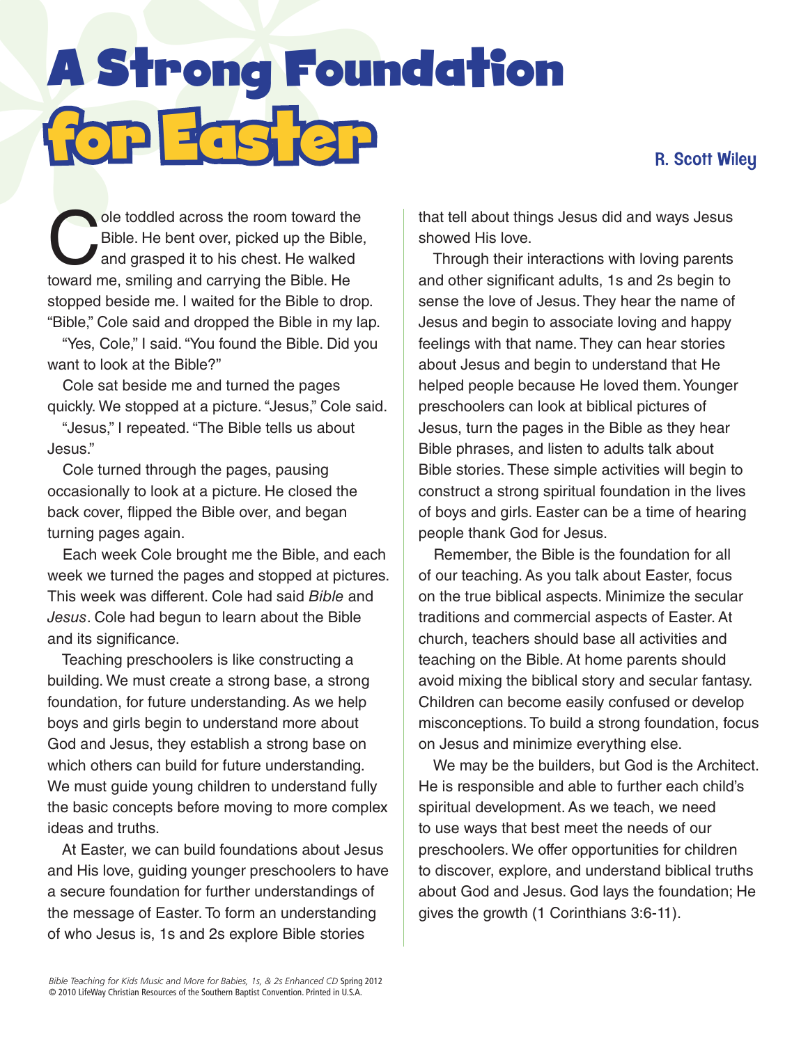# A Strong Foundation for Easter

R. Scott Wiley

Cole toddled across the room toward the Bible. He bent over, picked up the Bible, and grasped it to his chest. He walked toward me, smiling and carrying the Bible. He stopped beside me. I waited for the Bible to drop. "Bible," Cole said and dropped the Bible in my lap.

"Yes, Cole," I said. "You found the Bible. Did you want to look at the Bible?"

Cole sat beside me and turned the pages quickly. We stopped at a picture. "Jesus," Cole said.

"Jesus," I repeated. "The Bible tells us about Jesus."

Cole turned through the pages, pausing occasionally to look at a picture. He closed the back cover, flipped the Bible over, and began turning pages again.

Each week Cole brought me the Bible, and each week we turned the pages and stopped at pictures. This week was different. Cole had said *Bible* and *Jesus*. Cole had begun to learn about the Bible and its significance.

Teaching preschoolers is like constructing a building. We must create a strong base, a strong foundation, for future understanding. As we help boys and girls begin to understand more about God and Jesus, they establish a strong base on which others can build for future understanding. We must guide young children to understand fully the basic concepts before moving to more complex ideas and truths.

At Easter, we can build foundations about Jesus and His love, guiding younger preschoolers to have a secure foundation for further understandings of the message of Easter. To form an understanding of who Jesus is, 1s and 2s explore Bible stories that tell about things Jesus did and ways Jesus showed His love.

Through their interactions with loving parents and other significant adults, 1s and 2s begin to sense the love of Jesus. They hear the name of Jesus and begin to associate loving and happy feelings with that name. They can hear stories about Jesus and begin to understand that He helped people because He loved them. Younger preschoolers can look at biblical pictures of Jesus, turn the pages in the Bible as they hear Bible phrases, and listen to adults talk about Bible stories. These simple activities will begin to construct a strong spiritual foundation in the lives of boys and girls. Easter can be a time of hearing people thank God for Jesus.

Remember, the Bible is the foundation for all of our teaching. As you talk about Easter, focus on the true biblical aspects. Minimize the secular traditions and commercial aspects of Easter. At church, teachers should base all activities and teaching on the Bible. At home parents should avoid mixing the biblical story and secular fantasy. Children can become easily confused or develop misconceptions. To build a strong foundation, focus on Jesus and minimize everything else.

We may be the builders, but God is the Architect. He is responsible and able to further each child's spiritual development. As we teach, we need to use ways that best meet the needs of our preschoolers. We offer opportunities for children to discover, explore, and understand biblical truths about God and Jesus. God lays the foundation; He gives the growth (1 Corinthians 3:6-11).

*Bible Teaching for Kids Music and More for Babies, 1s, & 2s Enhanced CD* Spring 2012
© 2010 LifeWay Christian Resources of the Southern Baptist Convention. Printed in U.S.A.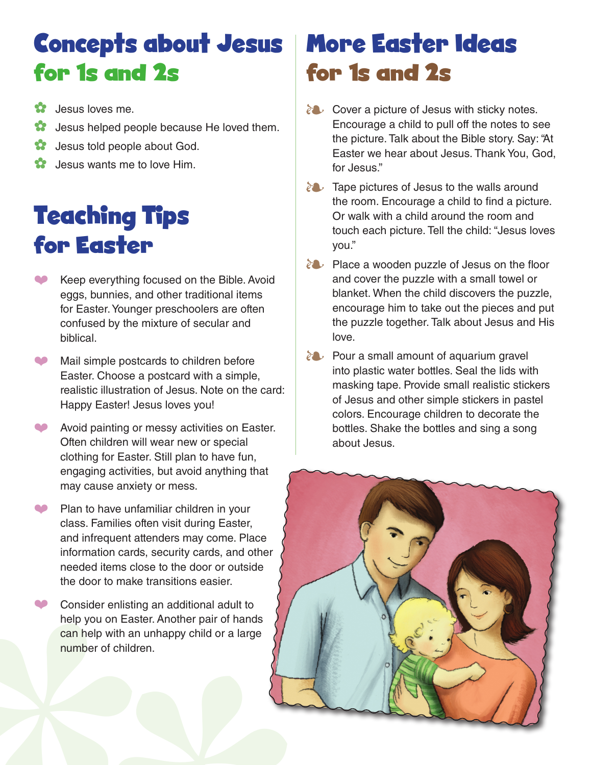## Concepts about Jesus for 1s and 2s

- Jesus loves me.
- Jesus helped people because He loved them.
- Jesus told people about God.
- Jesus wants me to love Him.

## Teaching Tips for Easter

- Keep everything focused on the Bible. Avoid eggs, bunnies, and other traditional items for Easter. Younger preschoolers are often confused by the mixture of secular and biblical.
- Mail simple postcards to children before Easter. Choose a postcard with a simple, realistic illustration of Jesus. Note on the card: Happy Easter! Jesus loves you!
- Avoid painting or messy activities on Easter. Often children will wear new or special clothing for Easter. Still plan to have fun, engaging activities, but avoid anything that may cause anxiety or mess.
- Plan to have unfamiliar children in your class. Families often visit during Easter, and infrequent attenders may come. Place information cards, security cards, and other needed items close to the door or outside the door to make transitions easier.
- Consider enlisting an additional adult to help you on Easter. Another pair of hands can help with an unhappy child or a large number of children.

## More Easter Ideas for 1s and 2s

- Cover a picture of Jesus with sticky notes. Encourage a child to pull off the notes to see the picture. Talk about the Bible story. Say: "At Easter we hear about Jesus. Thank You, God, for Jesus."
- Tape pictures of Jesus to the walls around the room. Encourage a child to find a picture. Or walk with a child around the room and touch each picture. Tell the child: "Jesus loves you."
- Place a wooden puzzle of Jesus on the floor and cover the puzzle with a small towel or blanket. When the child discovers the puzzle, encourage him to take out the pieces and put the puzzle together. Talk about Jesus and His love.
- Pour a small amount of aquarium gravel into plastic water bottles. Seal the lids with masking tape. Provide small realistic stickers of Jesus and other simple stickers in pastel colors. Encourage children to decorate the bottles. Shake the bottles and sing a song about Jesus.